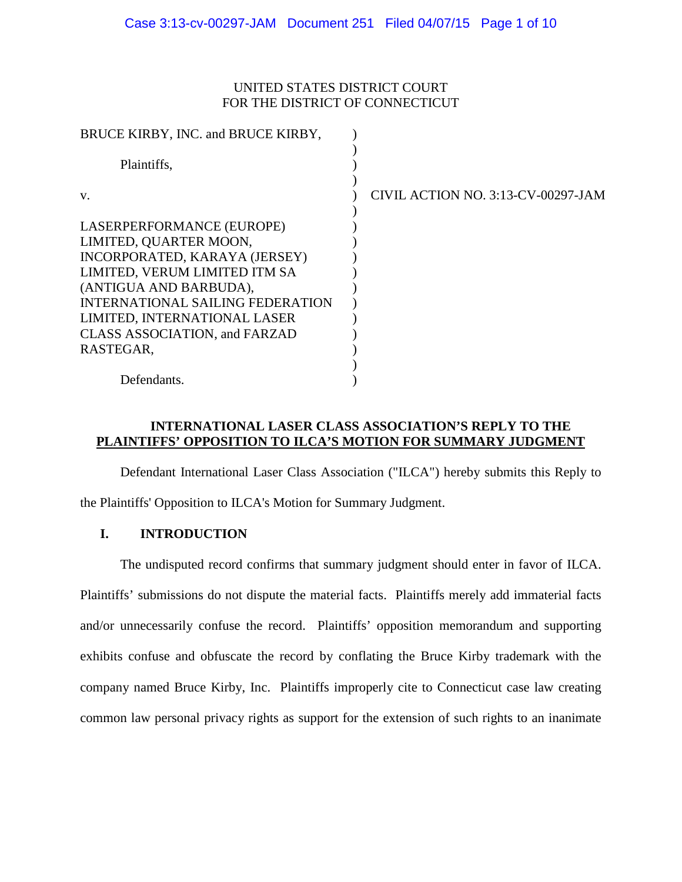UNITED STATES DISTRICT COURT
FOR THE DISTRICT OF CONNECTICUT

| | | |
|---|---|---|
| BRUCE KIRBY, INC. and BRUCE KIRBY,<br><br>Plaintiffs,<br><br>v.<br><br>LASERPERFORMANCE (EUROPE) LIMITED, QUARTER MOON, INCORPORATED, KARAYA (JERSEY) LIMITED, VERUM LIMITED ITM SA (ANTIGUA AND BARBUDA), INTERNATIONAL SAILING FEDERATION LIMITED, INTERNATIONAL LASER CLASS ASSOCIATION, and FARZAD RASTEGAR,<br><br>Defendants. | ) | CIVIL ACTION NO. 3:13-CV-00297-JAM |

**INTERNATIONAL LASER CLASS ASSOCIATION'S REPLY TO THE PLAINTIFFS' OPPOSITION TO ILCA'S MOTION FOR SUMMARY JUDGMENT**

Defendant International Laser Class Association ("ILCA") hereby submits this Reply to the Plaintiffs' Opposition to ILCA's Motion for Summary Judgment.

## I. INTRODUCTION

The undisputed record confirms that summary judgment should enter in favor of ILCA. Plaintiffs' submissions do not dispute the material facts. Plaintiffs merely add immaterial facts and/or unnecessarily confuse the record. Plaintiffs' opposition memorandum and supporting exhibits confuse and obfuscate the record by conflating the Bruce Kirby trademark with the company named Bruce Kirby, Inc. Plaintiffs improperly cite to Connecticut case law creating common law personal privacy rights as support for the extension of such rights to an inanimate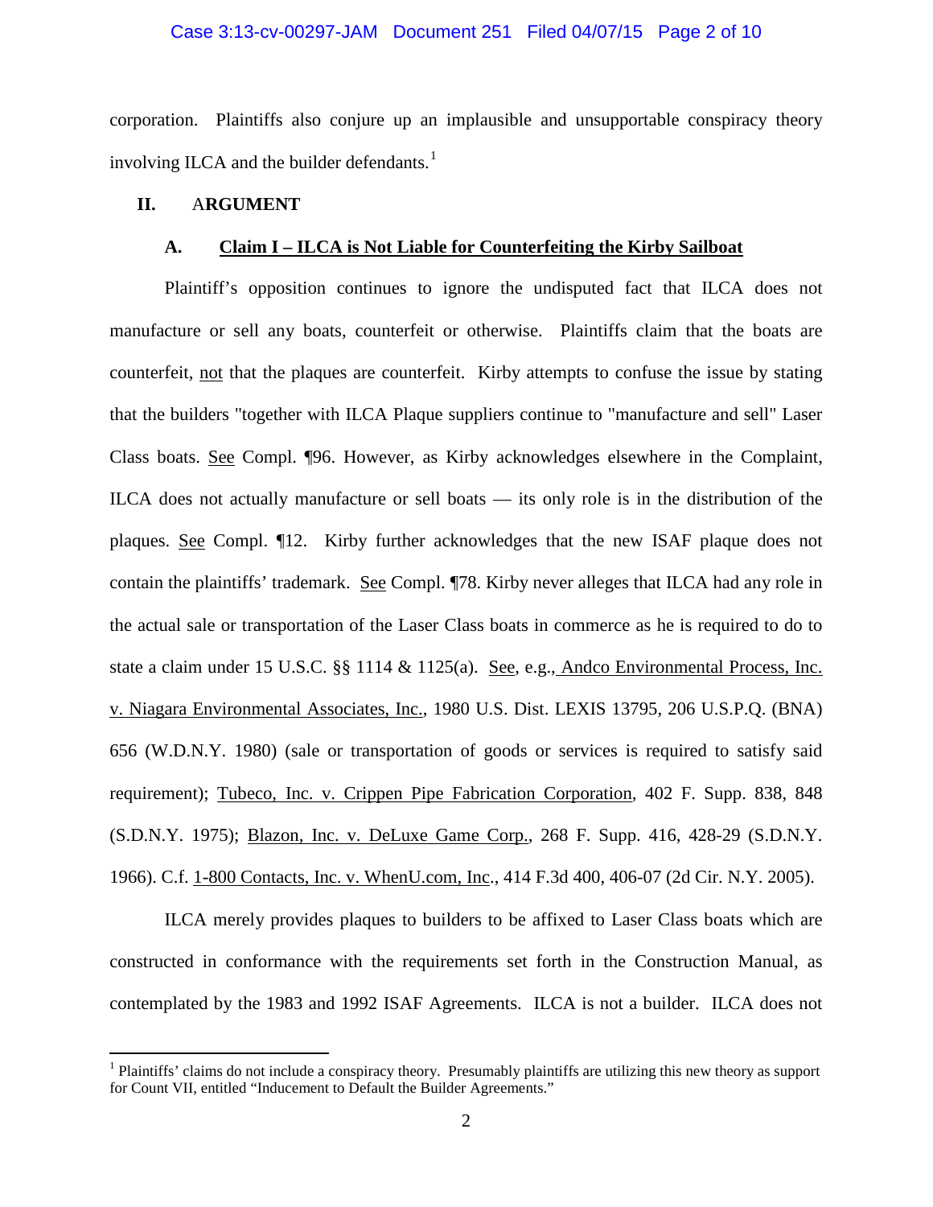corporation. Plaintiffs also conjure up an implausible and unsupportable conspiracy theory involving ILCA and the builder defendants.[1]

## II. ARGUMENT

### A. Claim I – ILCA is Not Liable for Counterfeiting the Kirby Sailboat

Plaintiff's opposition continues to ignore the undisputed fact that ILCA does not manufacture or sell any boats, counterfeit or otherwise. Plaintiffs claim that the boats are counterfeit, not that the plaques are counterfeit. Kirby attempts to confuse the issue by stating that the builders "together with ILCA Plaque suppliers continue to "manufacture and sell" Laser Class boats. See Compl. ¶96. However, as Kirby acknowledges elsewhere in the Complaint, ILCA does not actually manufacture or sell boats — its only role is in the distribution of the plaques. See Compl. ¶12. Kirby further acknowledges that the new ISAF plaque does not contain the plaintiffs' trademark. See Compl. ¶78. Kirby never alleges that ILCA had any role in the actual sale or transportation of the Laser Class boats in commerce as he is required to do to state a claim under 15 U.S.C. §§ 1114 & 1125(a). See, e.g., Andco Environmental Process, Inc. v. Niagara Environmental Associates, Inc., 1980 U.S. Dist. LEXIS 13795, 206 U.S.P.Q. (BNA) 656 (W.D.N.Y. 1980) (sale or transportation of goods or services is required to satisfy said requirement); Tubeco, Inc. v. Crippen Pipe Fabrication Corporation, 402 F. Supp. 838, 848 (S.D.N.Y. 1975); Blazon, Inc. v. DeLuxe Game Corp., 268 F. Supp. 416, 428-29 (S.D.N.Y. 1966). C.f. 1-800 Contacts, Inc. v. WhenU.com, Inc., 414 F.3d 400, 406-07 (2d Cir. N.Y. 2005).

ILCA merely provides plaques to builders to be affixed to Laser Class boats which are constructed in conformance with the requirements set forth in the Construction Manual, as contemplated by the 1983 and 1992 ISAF Agreements. ILCA is not a builder. ILCA does not

[1] Plaintiffs' claims do not include a conspiracy theory. Presumably plaintiffs are utilizing this new theory as support for Count VII, entitled "Inducement to Default the Builder Agreements."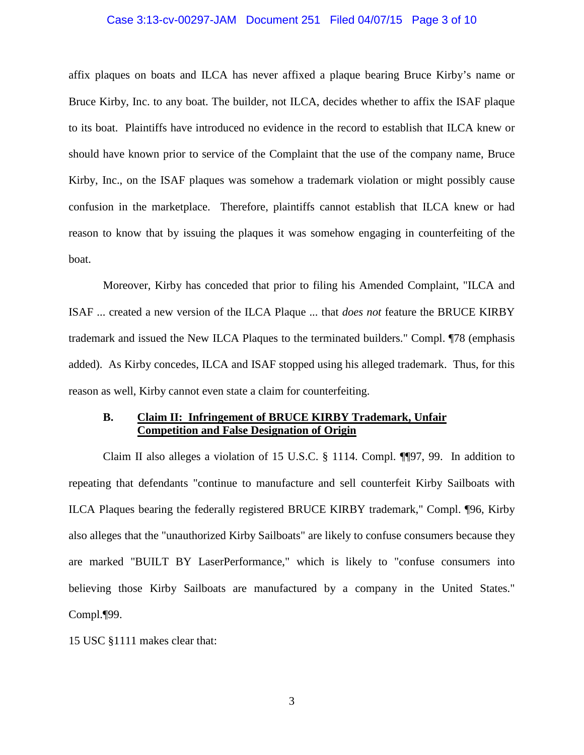affix plaques on boats and ILCA has never affixed a plaque bearing Bruce Kirby's name or Bruce Kirby, Inc. to any boat. The builder, not ILCA, decides whether to affix the ISAF plaque to its boat. Plaintiffs have introduced no evidence in the record to establish that ILCA knew or should have known prior to service of the Complaint that the use of the company name, Bruce Kirby, Inc., on the ISAF plaques was somehow a trademark violation or might possibly cause confusion in the marketplace. Therefore, plaintiffs cannot establish that ILCA knew or had reason to know that by issuing the plaques it was somehow engaging in counterfeiting of the boat.

Moreover, Kirby has conceded that prior to filing his Amended Complaint, "ILCA and ISAF ... created a new version of the ILCA Plaque ... that *does not* feature the BRUCE KIRBY trademark and issued the New ILCA Plaques to the terminated builders." Compl. ¶78 (emphasis added). As Kirby concedes, ILCA and ISAF stopped using his alleged trademark. Thus, for this reason as well, Kirby cannot even state a claim for counterfeiting.

### B. <u>Claim II: Infringement of BRUCE KIRBY Trademark, Unfair Competition and False Designation of Origin</u>

Claim II also alleges a violation of 15 U.S.C. § 1114. Compl. ¶¶97, 99. In addition to repeating that defendants "continue to manufacture and sell counterfeit Kirby Sailboats with ILCA Plaques bearing the federally registered BRUCE KIRBY trademark," Compl. ¶96, Kirby also alleges that the "unauthorized Kirby Sailboats" are likely to confuse consumers because they are marked "BUILT BY LaserPerformance," which is likely to "confuse consumers into believing those Kirby Sailboats are manufactured by a company in the United States." Compl.¶99.

15 USC §1111 makes clear that: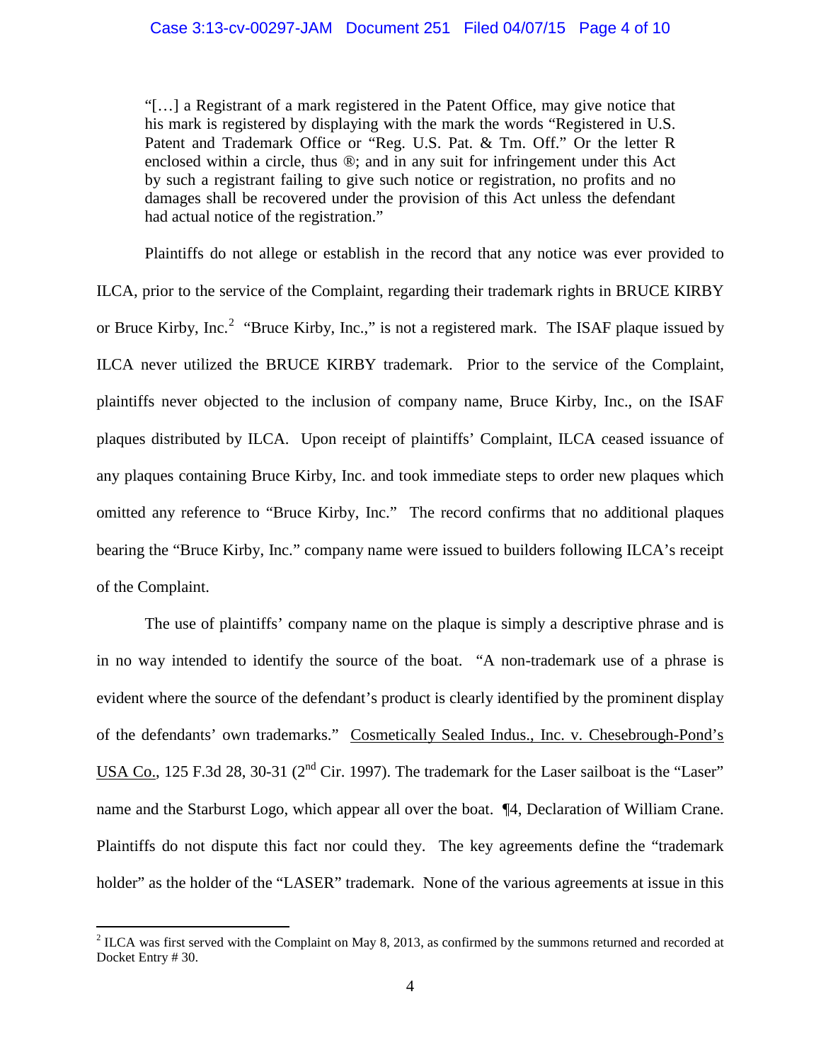> "[…] a Registrant of a mark registered in the Patent Office, may give notice that his mark is registered by displaying with the mark the words "Registered in U.S. Patent and Trademark Office or "Reg. U.S. Pat. & Tm. Off." Or the letter R enclosed within a circle, thus ®; and in any suit for infringement under this Act by such a registrant failing to give such notice or registration, no profits and no damages shall be recovered under the provision of this Act unless the defendant had actual notice of the registration."

Plaintiffs do not allege or establish in the record that any notice was ever provided to ILCA, prior to the service of the Complaint, regarding their trademark rights in BRUCE KIRBY or Bruce Kirby, Inc.[2] "Bruce Kirby, Inc.," is not a registered mark. The ISAF plaque issued by ILCA never utilized the BRUCE KIRBY trademark. Prior to the service of the Complaint, plaintiffs never objected to the inclusion of company name, Bruce Kirby, Inc., on the ISAF plaques distributed by ILCA. Upon receipt of plaintiffs' Complaint, ILCA ceased issuance of any plaques containing Bruce Kirby, Inc. and took immediate steps to order new plaques which omitted any reference to "Bruce Kirby, Inc." The record confirms that no additional plaques bearing the "Bruce Kirby, Inc." company name were issued to builders following ILCA's receipt of the Complaint.

The use of plaintiffs' company name on the plaque is simply a descriptive phrase and is in no way intended to identify the source of the boat. "A non-trademark use of a phrase is evident where the source of the defendant's product is clearly identified by the prominent display of the defendants' own trademarks." Cosmetically Sealed Indus., Inc. v. Chesebrough-Pond's USA Co., 125 F.3d 28, 30-31 (2nd Cir. 1997). The trademark for the Laser sailboat is the "Laser" name and the Starburst Logo, which appear all over the boat. ¶4, Declaration of William Crane. Plaintiffs do not dispute this fact nor could they. The key agreements define the "trademark holder" as the holder of the "LASER" trademark. None of the various agreements at issue in this

[2] ILCA was first served with the Complaint on May 8, 2013, as confirmed by the summons returned and recorded at Docket Entry # 30.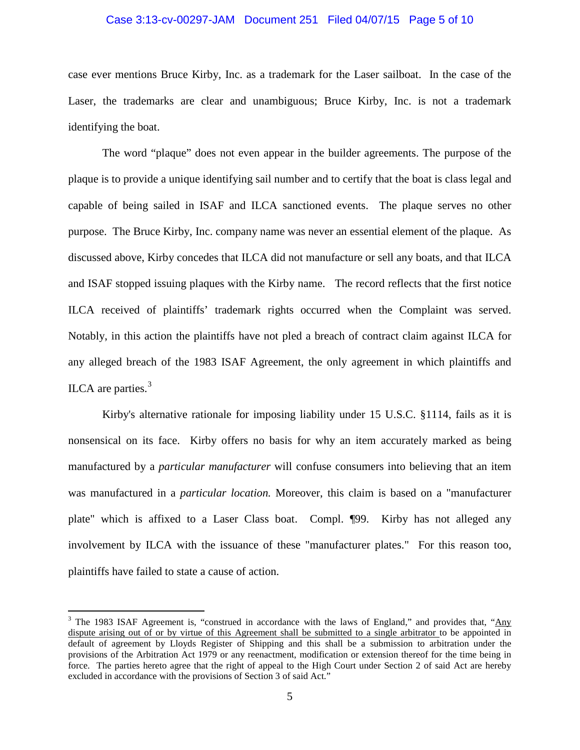case ever mentions Bruce Kirby, Inc. as a trademark for the Laser sailboat. In the case of the Laser, the trademarks are clear and unambiguous; Bruce Kirby, Inc. is not a trademark identifying the boat.

The word "plaque" does not even appear in the builder agreements. The purpose of the plaque is to provide a unique identifying sail number and to certify that the boat is class legal and capable of being sailed in ISAF and ILCA sanctioned events. The plaque serves no other purpose. The Bruce Kirby, Inc. company name was never an essential element of the plaque. As discussed above, Kirby concedes that ILCA did not manufacture or sell any boats, and that ILCA and ISAF stopped issuing plaques with the Kirby name. The record reflects that the first notice ILCA received of plaintiffs' trademark rights occurred when the Complaint was served. Notably, in this action the plaintiffs have not pled a breach of contract claim against ILCA for any alleged breach of the 1983 ISAF Agreement, the only agreement in which plaintiffs and ILCA are parties.[3]

Kirby's alternative rationale for imposing liability under 15 U.S.C. §1114, fails as it is nonsensical on its face. Kirby offers no basis for why an item accurately marked as being manufactured by a *particular manufacturer* will confuse consumers into believing that an item was manufactured in a *particular location.* Moreover, this claim is based on a "manufacturer plate" which is affixed to a Laser Class boat. Compl. ¶99. Kirby has not alleged any involvement by ILCA with the issuance of these "manufacturer plates." For this reason too, plaintiffs have failed to state a cause of action.

---

[3] The 1983 ISAF Agreement is, "construed in accordance with the laws of England," and provides that, "Any dispute arising out of or by virtue of this Agreement shall be submitted to a single arbitrator to be appointed in default of agreement by Lloyds Register of Shipping and this shall be a submission to arbitration under the provisions of the Arbitration Act 1979 or any reenactment, modification or extension thereof for the time being in force. The parties hereto agree that the right of appeal to the High Court under Section 2 of said Act are hereby excluded in accordance with the provisions of Section 3 of said Act."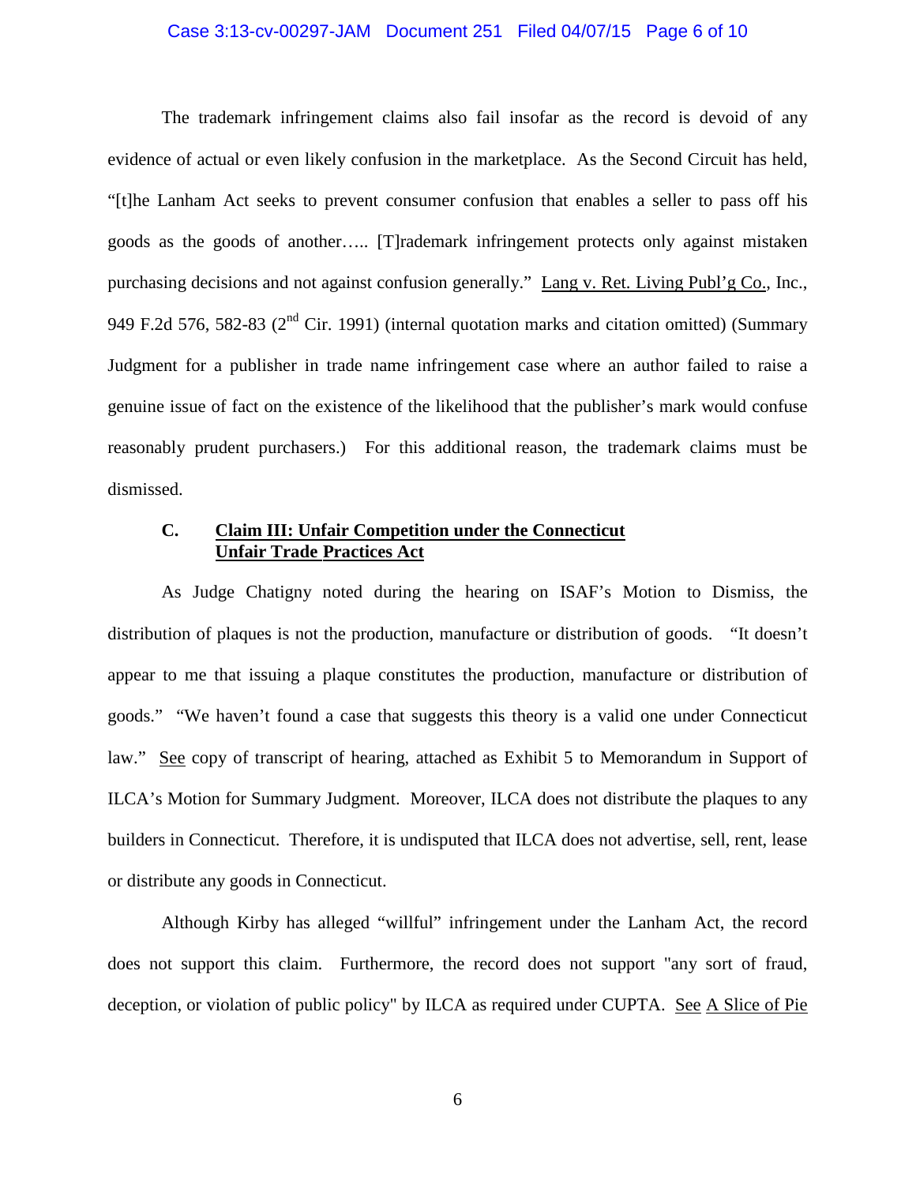The trademark infringement claims also fail insofar as the record is devoid of any evidence of actual or even likely confusion in the marketplace. As the Second Circuit has held, "[t]he Lanham Act seeks to prevent consumer confusion that enables a seller to pass off his goods as the goods of another….. [T]rademark infringement protects only against mistaken purchasing decisions and not against confusion generally." Lang v. Ret. Living Publ'g Co., Inc., 949 F.2d 576, 582-83 (2nd Cir. 1991) (internal quotation marks and citation omitted) (Summary Judgment for a publisher in trade name infringement case where an author failed to raise a genuine issue of fact on the existence of the likelihood that the publisher's mark would confuse reasonably prudent purchasers.) For this additional reason, the trademark claims must be dismissed.

### C. Claim III: Unfair Competition under the Connecticut Unfair Trade Practices Act

As Judge Chatigny noted during the hearing on ISAF's Motion to Dismiss, the distribution of plaques is not the production, manufacture or distribution of goods. "It doesn't appear to me that issuing a plaque constitutes the production, manufacture or distribution of goods." "We haven't found a case that suggests this theory is a valid one under Connecticut law." See copy of transcript of hearing, attached as Exhibit 5 to Memorandum in Support of ILCA's Motion for Summary Judgment. Moreover, ILCA does not distribute the plaques to any builders in Connecticut. Therefore, it is undisputed that ILCA does not advertise, sell, rent, lease or distribute any goods in Connecticut.

Although Kirby has alleged "willful" infringement under the Lanham Act, the record does not support this claim. Furthermore, the record does not support "any sort of fraud, deception, or violation of public policy" by ILCA as required under CUPTA. See A Slice of Pie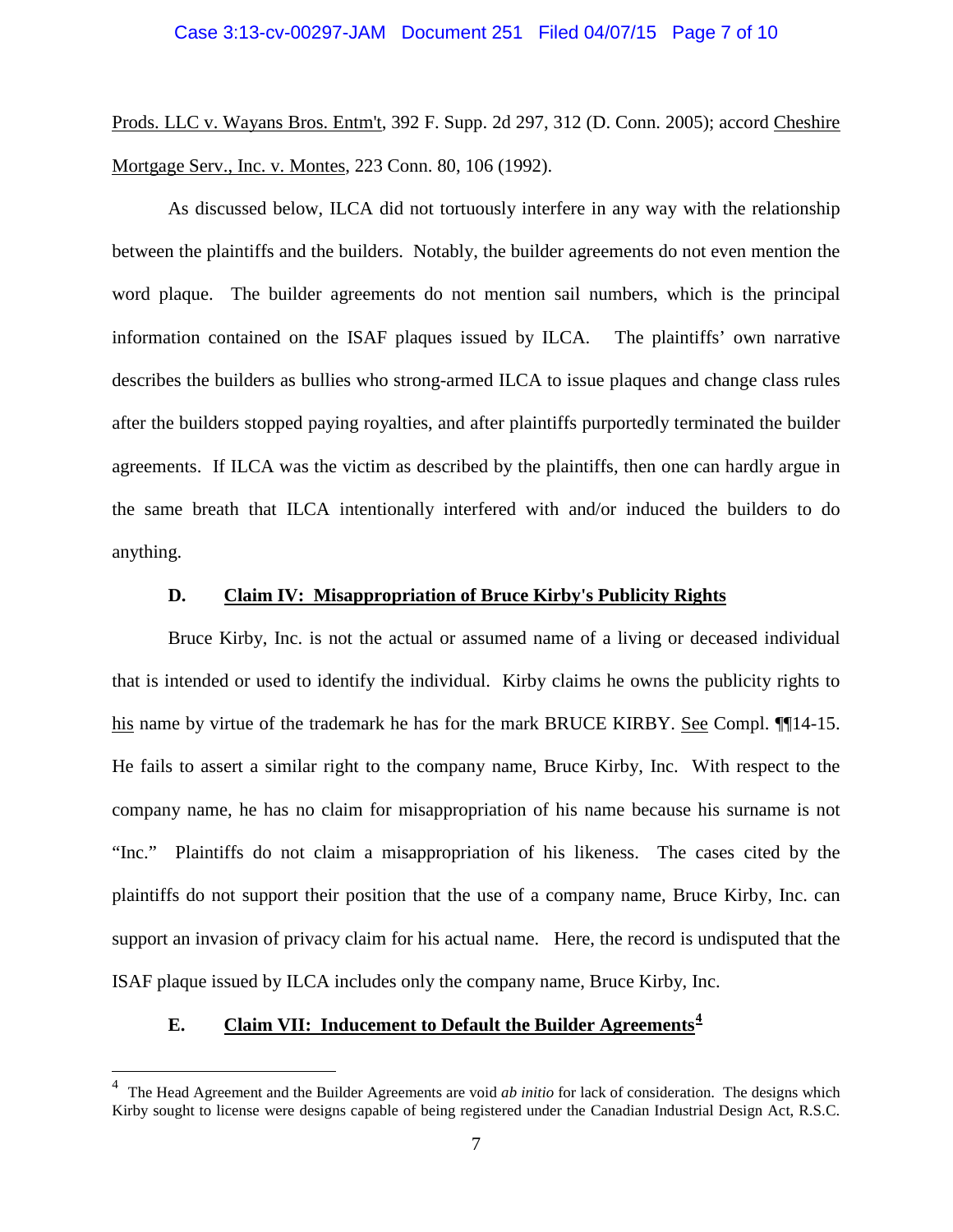Prods. LLC v. Wayans Bros. Entm't, 392 F. Supp. 2d 297, 312 (D. Conn. 2005); accord Cheshire Mortgage Serv., Inc. v. Montes, 223 Conn. 80, 106 (1992).

As discussed below, ILCA did not tortuously interfere in any way with the relationship between the plaintiffs and the builders. Notably, the builder agreements do not even mention the word plaque. The builder agreements do not mention sail numbers, which is the principal information contained on the ISAF plaques issued by ILCA. The plaintiffs' own narrative describes the builders as bullies who strong-armed ILCA to issue plaques and change class rules after the builders stopped paying royalties, and after plaintiffs purportedly terminated the builder agreements. If ILCA was the victim as described by the plaintiffs, then one can hardly argue in the same breath that ILCA intentionally interfered with and/or induced the builders to do anything.

### D. Claim IV: Misappropriation of Bruce Kirby's Publicity Rights

Bruce Kirby, Inc. is not the actual or assumed name of a living or deceased individual that is intended or used to identify the individual. Kirby claims he owns the publicity rights to his name by virtue of the trademark he has for the mark BRUCE KIRBY. See Compl. ¶¶14-15. He fails to assert a similar right to the company name, Bruce Kirby, Inc. With respect to the company name, he has no claim for misappropriation of his name because his surname is not "Inc." Plaintiffs do not claim a misappropriation of his likeness. The cases cited by the plaintiffs do not support their position that the use of a company name, Bruce Kirby, Inc. can support an invasion of privacy claim for his actual name. Here, the record is undisputed that the ISAF plaque issued by ILCA includes only the company name, Bruce Kirby, Inc.

### E. Claim VII: Inducement to Default the Builder Agreements[4]

[4] The Head Agreement and the Builder Agreements are void *ab initio* for lack of consideration. The designs which Kirby sought to license were designs capable of being registered under the Canadian Industrial Design Act, R.S.C.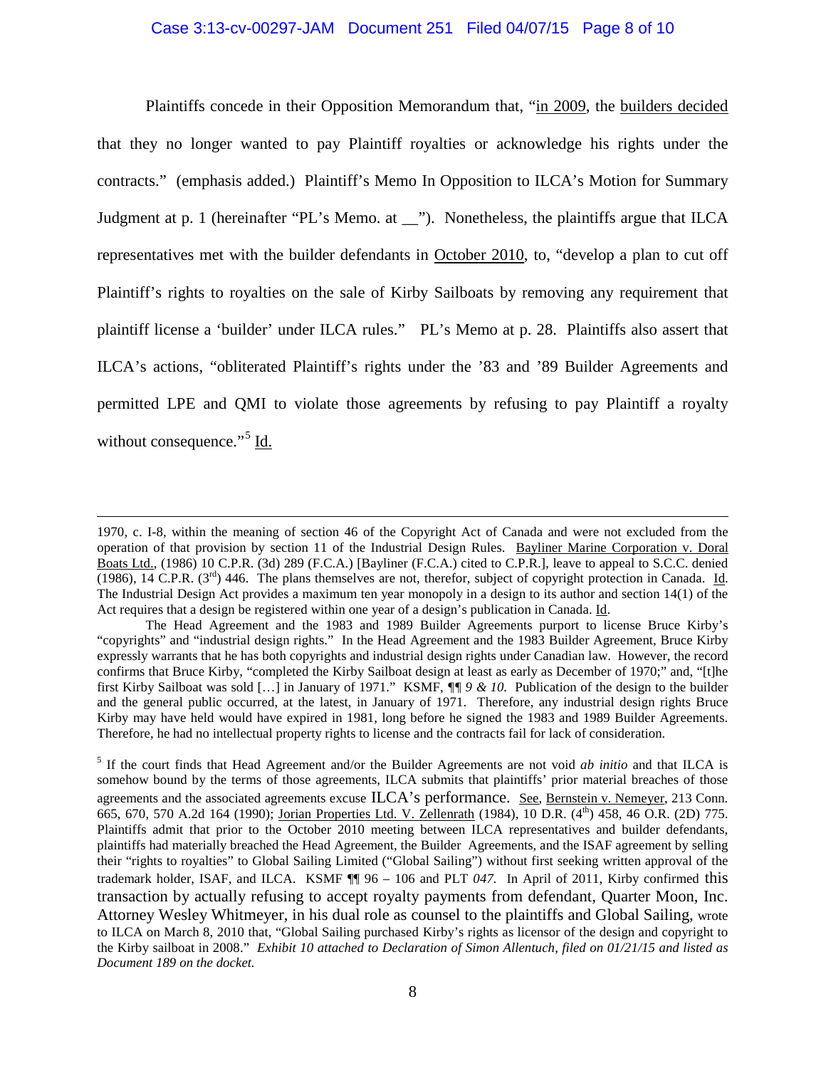Plaintiffs concede in their Opposition Memorandum that, "in 2009, the builders decided that they no longer wanted to pay Plaintiff royalties or acknowledge his rights under the contracts." (emphasis added.) Plaintiff's Memo In Opposition to ILCA's Motion for Summary Judgment at p. 1 (hereinafter "PL's Memo. at __"). Nonetheless, the plaintiffs argue that ILCA representatives met with the builder defendants in October 2010, to, "develop a plan to cut off Plaintiff's rights to royalties on the sale of Kirby Sailboats by removing any requirement that plaintiff license a 'builder' under ILCA rules." PL's Memo at p. 28. Plaintiffs also assert that ILCA's actions, "obliterated Plaintiff's rights under the '83 and '89 Builder Agreements and permitted LPE and QMI to violate those agreements by refusing to pay Plaintiff a royalty without consequence."[5] Id.

---

1970, c. I-8, within the meaning of section 46 of the Copyright Act of Canada and were not excluded from the operation of that provision by section 11 of the Industrial Design Rules. Bayliner Marine Corporation v. Doral Boats Ltd., (1986) 10 C.P.R. (3d) 289 (F.C.A.) [Bayliner (F.C.A.) cited to C.P.R.], leave to appeal to S.C.C. denied (1986), 14 C.P.R. (3rd) 446. The plans themselves are not, therefor, subject of copyright protection in Canada. Id. The Industrial Design Act provides a maximum ten year monopoly in a design to its author and section 14(1) of the Act requires that a design be registered within one year of a design's publication in Canada. Id.

The Head Agreement and the 1983 and 1989 Builder Agreements purport to license Bruce Kirby's "copyrights" and "industrial design rights." In the Head Agreement and the 1983 Builder Agreement, Bruce Kirby expressly warrants that he has both copyrights and industrial design rights under Canadian law. However, the record confirms that Bruce Kirby, "completed the Kirby Sailboat design at least as early as December of 1970;" and, "[t]he first Kirby Sailboat was sold […] in January of 1971." KSMF, ¶¶ *9 & 10.* Publication of the design to the builder and the general public occurred, at the latest, in January of 1971. Therefore, any industrial design rights Bruce Kirby may have held would have expired in 1981, long before he signed the 1983 and 1989 Builder Agreements. Therefore, he had no intellectual property rights to license and the contracts fail for lack of consideration.

[5] If the court finds that Head Agreement and/or the Builder Agreements are not void *ab initio* and that ILCA is somehow bound by the terms of those agreements, ILCA submits that plaintiffs' prior material breaches of those agreements and the associated agreements excuse ILCA's performance. See, Bernstein v. Nemeyer, 213 Conn. 665, 670, 570 A.2d 164 (1990); Jorian Properties Ltd. V. Zellenrath (1984), 10 D.R. (4th) 458, 46 O.R. (2D) 775. Plaintiffs admit that prior to the October 2010 meeting between ILCA representatives and builder defendants, plaintiffs had materially breached the Head Agreement, the Builder Agreements, and the ISAF agreement by selling their "rights to royalties" to Global Sailing Limited ("Global Sailing") without first seeking written approval of the trademark holder, ISAF, and ILCA. KSMF ¶¶ 96 – 106 and PLT *047.* In April of 2011, Kirby confirmed this transaction by actually refusing to accept royalty payments from defendant, Quarter Moon, Inc. Attorney Wesley Whitmeyer, in his dual role as counsel to the plaintiffs and Global Sailing, wrote to ILCA on March 8, 2010 that, "Global Sailing purchased Kirby's rights as licensor of the design and copyright to the Kirby sailboat in 2008." *Exhibit 10 attached to Declaration of Simon Allentuch, filed on 01/21/15 and listed as Document 189 on the docket.*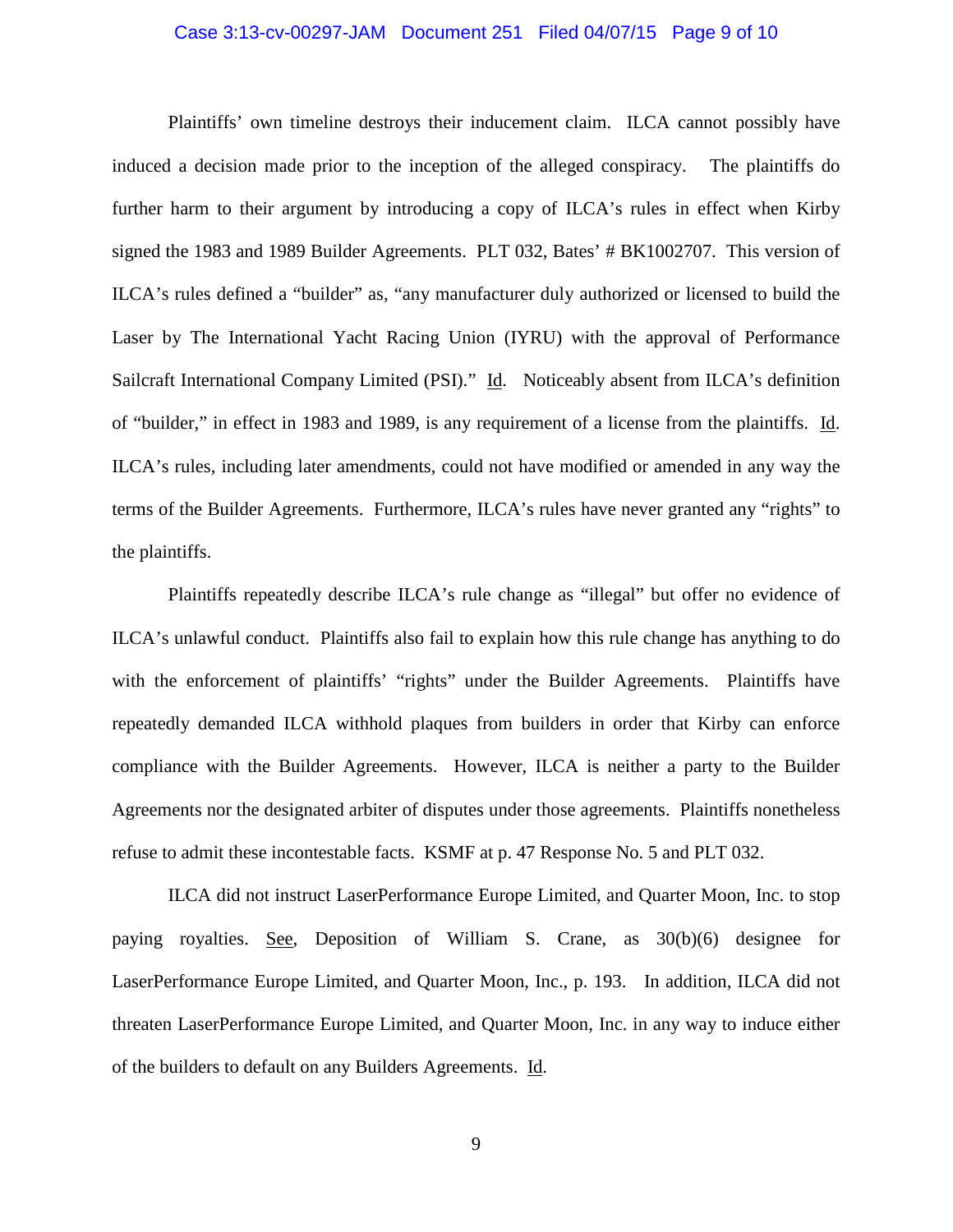Plaintiffs' own timeline destroys their inducement claim. ILCA cannot possibly have induced a decision made prior to the inception of the alleged conspiracy. The plaintiffs do further harm to their argument by introducing a copy of ILCA's rules in effect when Kirby signed the 1983 and 1989 Builder Agreements. PLT 032, Bates' # BK1002707. This version of ILCA's rules defined a "builder" as, "any manufacturer duly authorized or licensed to build the Laser by The International Yacht Racing Union (IYRU) with the approval of Performance Sailcraft International Company Limited (PSI)." Id. Noticeably absent from ILCA's definition of "builder," in effect in 1983 and 1989, is any requirement of a license from the plaintiffs. Id. ILCA's rules, including later amendments, could not have modified or amended in any way the terms of the Builder Agreements. Furthermore, ILCA's rules have never granted any "rights" to the plaintiffs.

Plaintiffs repeatedly describe ILCA's rule change as "illegal" but offer no evidence of ILCA's unlawful conduct. Plaintiffs also fail to explain how this rule change has anything to do with the enforcement of plaintiffs' "rights" under the Builder Agreements. Plaintiffs have repeatedly demanded ILCA withhold plaques from builders in order that Kirby can enforce compliance with the Builder Agreements. However, ILCA is neither a party to the Builder Agreements nor the designated arbiter of disputes under those agreements. Plaintiffs nonetheless refuse to admit these incontestable facts. KSMF at p. 47 Response No. 5 and PLT 032.

ILCA did not instruct LaserPerformance Europe Limited, and Quarter Moon, Inc. to stop paying royalties. See, Deposition of William S. Crane, as 30(b)(6) designee for LaserPerformance Europe Limited, and Quarter Moon, Inc., p. 193. In addition, ILCA did not threaten LaserPerformance Europe Limited, and Quarter Moon, Inc. in any way to induce either of the builders to default on any Builders Agreements. Id.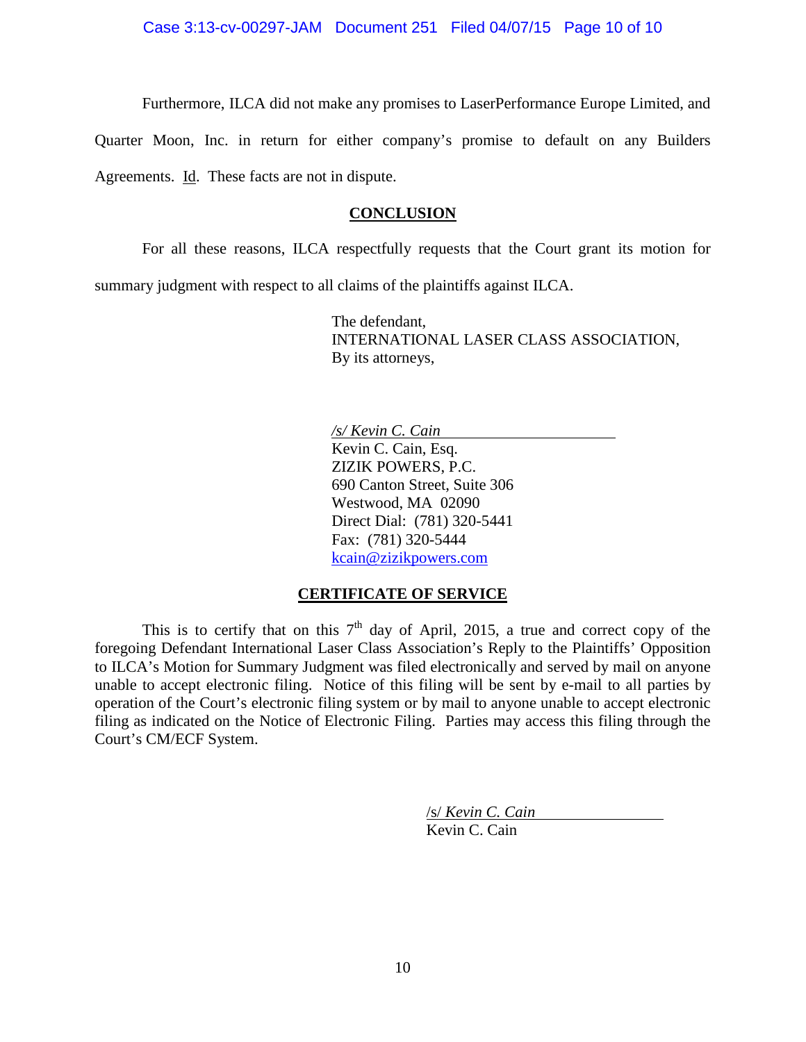Furthermore, ILCA did not make any promises to LaserPerformance Europe Limited, and Quarter Moon, Inc. in return for either company's promise to default on any Builders Agreements. Id. These facts are not in dispute.

## CONCLUSION

For all these reasons, ILCA respectfully requests that the Court grant its motion for summary judgment with respect to all claims of the plaintiffs against ILCA.

The defendant,
INTERNATIONAL LASER CLASS ASSOCIATION,
By its attorneys,

*/s/ Kevin C. Cain*
Kevin C. Cain, Esq.
ZIZIK POWERS, P.C.
690 Canton Street, Suite 306
Westwood, MA 02090
Direct Dial: (781) 320-5441
Fax: (781) 320-5444
kcain@zizikpowers.com

## CERTIFICATE OF SERVICE

This is to certify that on this 7th day of April, 2015, a true and correct copy of the foregoing Defendant International Laser Class Association's Reply to the Plaintiffs' Opposition to ILCA's Motion for Summary Judgment was filed electronically and served by mail on anyone unable to accept electronic filing. Notice of this filing will be sent by e-mail to all parties by operation of the Court's electronic filing system or by mail to anyone unable to accept electronic filing as indicated on the Notice of Electronic Filing. Parties may access this filing through the Court's CM/ECF System.

/s/ *Kevin C. Cain*
Kevin C. Cain